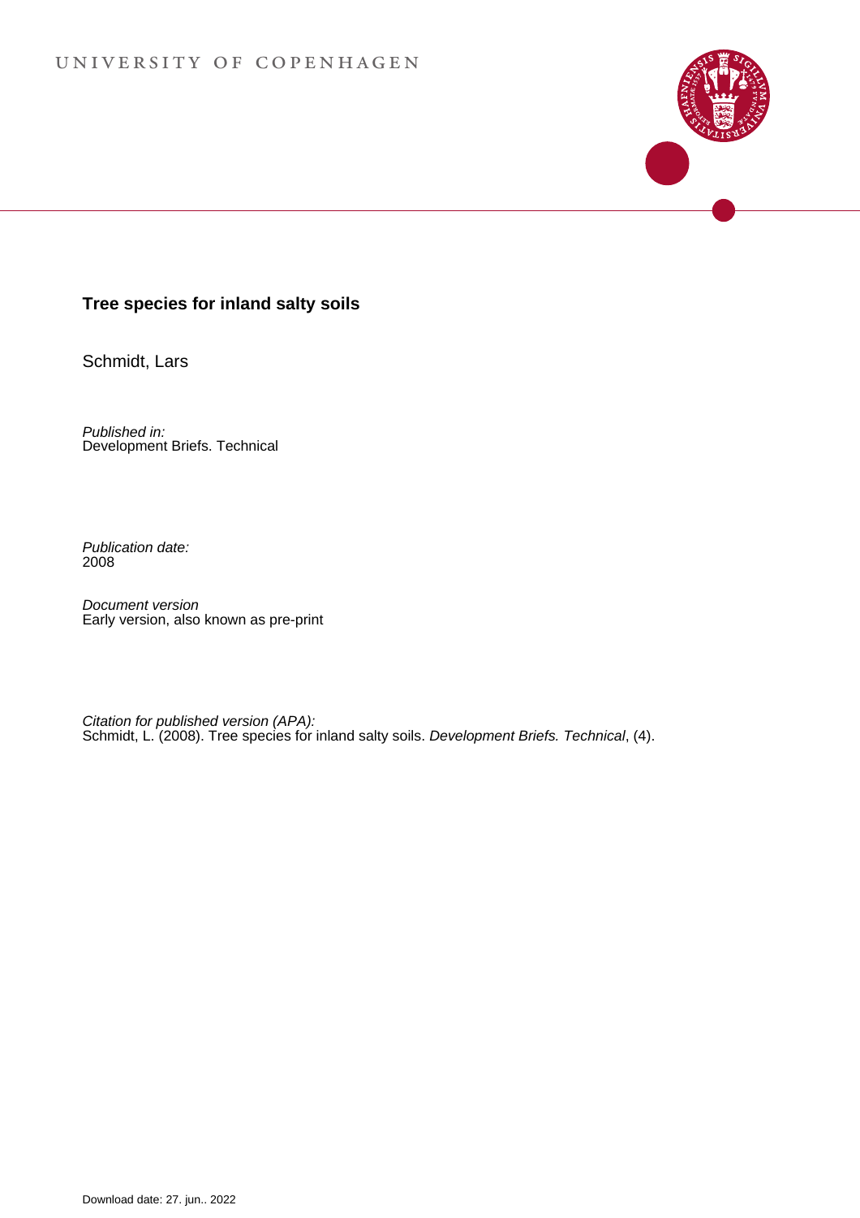UNIVERSITY OF COPENHAGEN

# Tree species for inland salty soils

Schmidt, Lars

*Published in:*
Development Briefs. Technical

*Publication date:*
2008

*Document version*
Early version, also known as pre-print

*Citation for published version (APA):*
Schmidt, L. (2008). Tree species for inland salty soils. *Development Briefs. Technical*, (4).

Download date: 27. jun.. 2022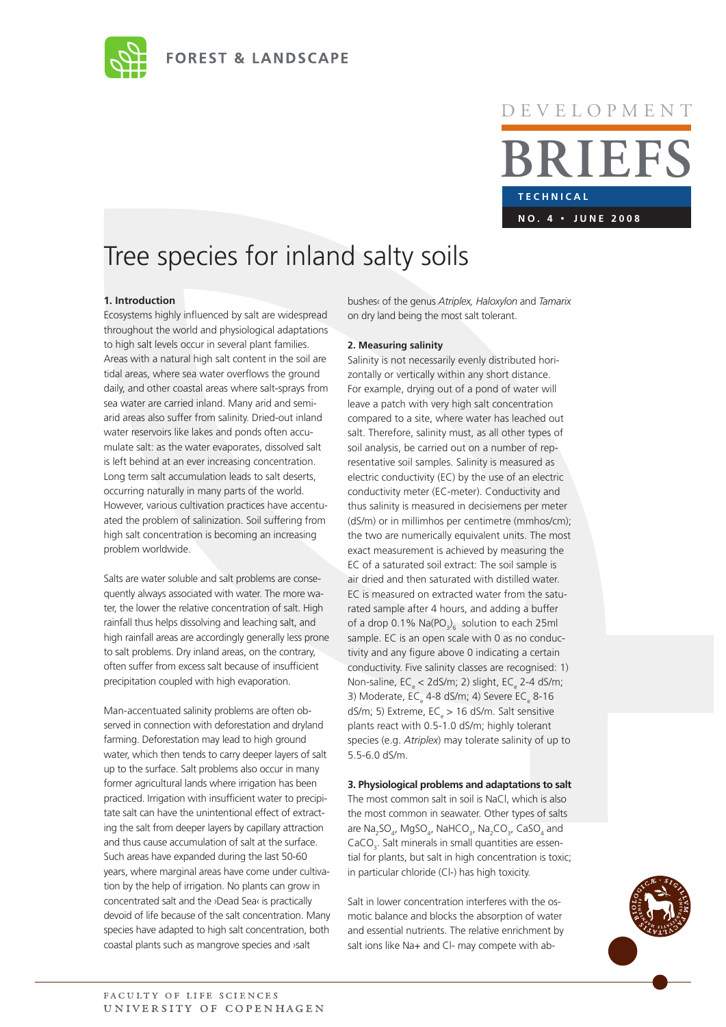# Tree species for inland salty soils

FOREST & LANDSCAPE

DEVELOPMENT BRIEFS

TECHNICAL

NO. 4 • JUNE 2008

### 1. Introduction

Ecosystems highly influenced by salt are widespread throughout the world and physiological adaptations to high salt levels occur in several plant families. Areas with a natural high salt content in the soil are tidal areas, where sea water overflows the ground daily, and other coastal areas where salt-sprays from sea water are carried inland. Many arid and semi-arid areas also suffer from salinity. Dried-out inland water reservoirs like lakes and ponds often accumulate salt: as the water evaporates, dissolved salt is left behind at an ever increasing concentration. Long term salt accumulation leads to salt deserts, occurring naturally in many parts of the world. However, various cultivation practices have accentuated the problem of salinization. Soil suffering from high salt concentration is becoming an increasing problem worldwide.

Salts are water soluble and salt problems are consequently always associated with water. The more water, the lower the relative concentration of salt. High rainfall thus helps dissolving and leaching salt, and high rainfall areas are accordingly generally less prone to salt problems. Dry inland areas, on the contrary, often suffer from excess salt because of insufficient precipitation coupled with high evaporation.

Man-accentuated salinity problems are often observed in connection with deforestation and dryland farming. Deforestation may lead to high ground water, which then tends to carry deeper layers of salt up to the surface. Salt problems also occur in many former agricultural lands where irrigation has been practiced. Irrigation with insufficient water to precipitate salt can have the unintentional effect of extracting the salt from deeper layers by capillary attraction and thus cause accumulation of salt at the surface. Such areas have expanded during the last 50-60 years, where marginal areas have come under cultivation by the help of irrigation. No plants can grow in concentrated salt and the ›Dead Sea‹ is practically devoid of life because of the salt concentration. Many species have adapted to high salt concentration, both coastal plants such as mangrove species and ›salt bushes‹ of the genus *Atriplex, Haloxylon* and *Tamarix* on dry land being the most salt tolerant.

### 2. Measuring salinity

Salinity is not necessarily evenly distributed horizontally or vertically within any short distance. For example, drying out of a pond of water will leave a patch with very high salt concentration compared to a site, where water has leached out salt. Therefore, salinity must, as all other types of soil analysis, be carried out on a number of representative soil samples. Salinity is measured as electric conductivity (EC) by the use of an electric conductivity meter (EC-meter). Conductivity and thus salinity is measured in decisiemens per meter (dS/m) or in millimhos per centimetre (mmhos/cm); the two are numerically equivalent units. The most exact measurement is achieved by measuring the EC of a saturated soil extract: The soil sample is air dried and then saturated with distilled water. EC is measured on extracted water from the saturated sample after 4 hours, and adding a buffer of a drop 0.1% $Na(PO_3)_6$ solution to each 25ml sample. EC is an open scale with 0 as no conductivity and any figure above 0 indicating a certain conductivity. Five salinity classes are recognised: 1) Non-saline, $EC_e$ < 2dS/m; 2) slight, $EC_e$ 2-4 dS/m; 3) Moderate, $EC_e$ 4-8 dS/m; 4) Severe $EC_e$ 8-16 dS/m; 5) Extreme, $EC_e$ > 16 dS/m. Salt sensitive plants react with 0.5-1.0 dS/m; highly tolerant species (e.g. *Atriplex*) may tolerate salinity of up to 5.5-6.0 dS/m.

### 3. Physiological problems and adaptations to salt

The most common salt in soil is NaCl, which is also the most common in seawater. Other types of salts are $Na_2SO_4$, $MgSO_4$, $NaHCO_3$, $Na_2CO_3$, $CaSO_4$ and $CaCO_3$. Salt minerals in small quantities are essential for plants, but salt in high concentration is toxic; in particular chloride (Cl-) has high toxicity.

Salt in lower concentration interferes with the osmotic balance and blocks the absorption of water and essential nutrients. The relative enrichment by salt ions like Na+ and Cl- may compete with ab-

FACULTY OF LIFE SCIENCES
UNIVERSITY OF COPENHAGEN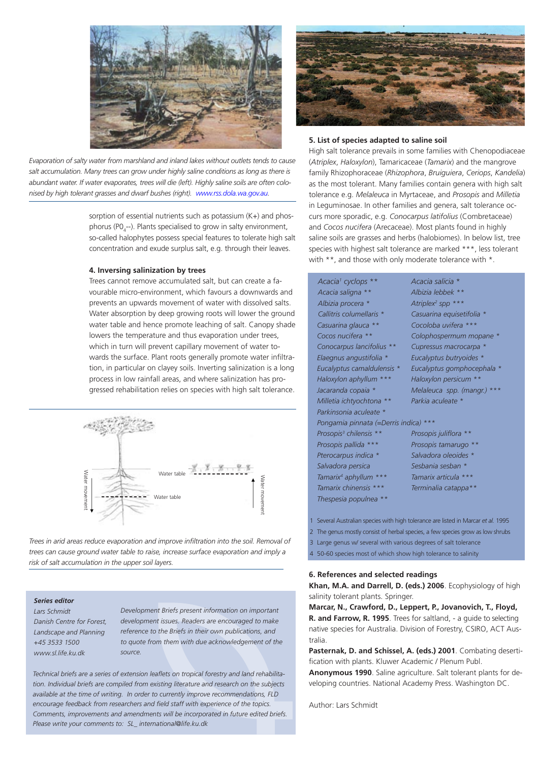Evaporation of salty water from marshland and inland lakes without outlets tends to cause salt accumulation. Many trees can grow under highly saline conditions as long as there is abundant water. If water evaporates, trees will die (left). Highly saline soils are often colonised by high tolerant grasses and dwarf bushes (right). www.rss.dola.wa.gov.au.

sorption of essential nutrients such as potassium (K+) and phosphorus ($PO_4$--). Plants specialised to grow in salty environment, so-called halophytes possess special features to tolerate high salt concentration and exude surplus salt, e.g. through their leaves.

### 4. Inversing salinization by trees

Trees cannot remove accumulated salt, but can create a favourable micro-environment, which favours a downwards and prevents an upwards movement of water with dissolved salts. Water absorption by deep growing roots will lower the ground water table and hence promote leaching of salt. Canopy shade lowers the temperature and thus evaporation under trees, which in turn will prevent capillary movement of water towards the surface. Plant roots generally promote water infiltration, in particular on clayey soils. Inverting salinization is a long process in low rainfall areas, and where salinization has progressed rehabilitation relies on species with high salt tolerance.

Water movement
Water table
Water table
Water movement

Trees in arid areas reduce evaporation and improve infiltration into the soil. Removal of trees can cause ground water table to raise, increase surface evaporation and imply a risk of salt accumulation in the upper soil layers.

### 5. List of species adapted to saline soil

High salt tolerance prevails in some families with Chenopodiaceae (*Atriplex*, *Haloxylon*), Tamaricaceae (*Tamarix*) and the mangrove family Rhizophoraceae (*Rhizophora*, *Bruiguiera*, *Ceriops*, *Kandelia*) as the most tolerant. Many families contain genera with high salt tolerance e.g. *Melaleuca* in Myrtaceae, and *Prosopis* and *Milletia* in Leguminosae. In other families and genera, salt tolerance occurs more sporadic, e.g. *Conocarpus latifolius* (Combretaceae) and *Cocos nucifera* (Arecaceae). Most plants found in highly saline soils are grasses and herbs (halobiomes). In below list, tree species with highest salt tolerance are marked ***, less tolerant with **, and those with only moderate tolerance with *.

| | |
|---|---|
| *Acacia*[1] *cyclops* ** | *Acacia salicia* * |
| *Acacia saligna* ** | *Albizia lebbek* ** |
| *Albizia procera* * | *Atriplex*[2] *spp* *** |
| *Callitris columellaris* * | *Casuarina equisetifolia* * |
| *Casuarina glauca* ** | *Cocoloba uvifera* *** |
| *Cocos nucifera* ** | *Colophospermum mopane* * |
| *Conocarpus lancifolius* ** | *Cupressus macrocarpa* * |
| *Elaegnus angustifolia* * | *Eucalyptus butryoides* * |
| *Eucalyptus camaldulensis* * | *Eucalyptus gomphocephala* * |
| *Haloxylon aphyllum* *** | *Haloxylon persicum* ** |
| *Jacaranda copaia* * | *Melaleuca spp. (mangr.)* *** |
| *Milletia ichtyochtona* ** | *Parkia aculeate* * |
| *Parkinsonia aculeate* * | |
| *Pongamia pinnata (=Derris indica)* *** | |
| *Prosopis*[3] *chilensis* ** | *Prosopis juliflora* ** |
| *Prosopis pallida* *** | *Prosopis tamarugo* ** |
| *Pterocarpus indica* * | *Salvadora oleoides* * |
| *Salvadora persica* | *Sesbania sesban* * |
| *Tamarix*[4] *aphyllum* *** | *Tamarix articula* *** |
| *Tamarix chinensis* *** | *Terminalia catappa*** |
| *Thespesia populnea* ** | |

1 Several Australian species with high tolerance are listed in Marcar *et al.* 1995
2 The genus mostly consist of herbal species, a few species grow as low shrubs
3 Large genus w/ several with various degrees of salt tolerance
4 50-60 species most of which show high tolerance to salinity

### 6. References and selected readings

**Khan, M.A. and Darrell, D. (eds.) 2006**. Ecophysiology of high salinity tolerant plants. Springer.

**Marcar, N., Crawford, D., Leppert, P., Jovanovich, T., Floyd, R. and Farrow, R. 1995**. Trees for saltland, - a guide to selecting native species for Australia. Division of Forestry, CSIRO, ACT Australia.

**Pasternak, D. and Schissel, A. (eds.) 2001**. Combating desertification with plants. Kluwer Academic / Plenum Publ.

**Anonymous 1990**. Saline agriculture. Salt tolerant plants for developing countries. National Academy Press. Washington DC.

Author: Lars Schmidt

**Series editor**
*Lars Schmidt*
*Danish Centre for Forest, Landscape and Planning*
*+45 3533 1500*
*www.sl.life.ku.dk*

*Development Briefs present information on important development issues. Readers are encouraged to make reference to the Briefs in their own publications, and to quote from them with due acknowledgement of the source.*

*Technical briefs are a series of extension leaflets on tropical forestry and land rehabilitation. Individual briefs are compiled from existing literature and research on the subjects available at the time of writing. In order to currently improve recommendations, FLD encourage feedback from researchers and field staff with experience of the topics. Comments, improvements and amendments will be incorporated in future edited briefs. Please write your comments to: SL_ international@life.ku.dk*